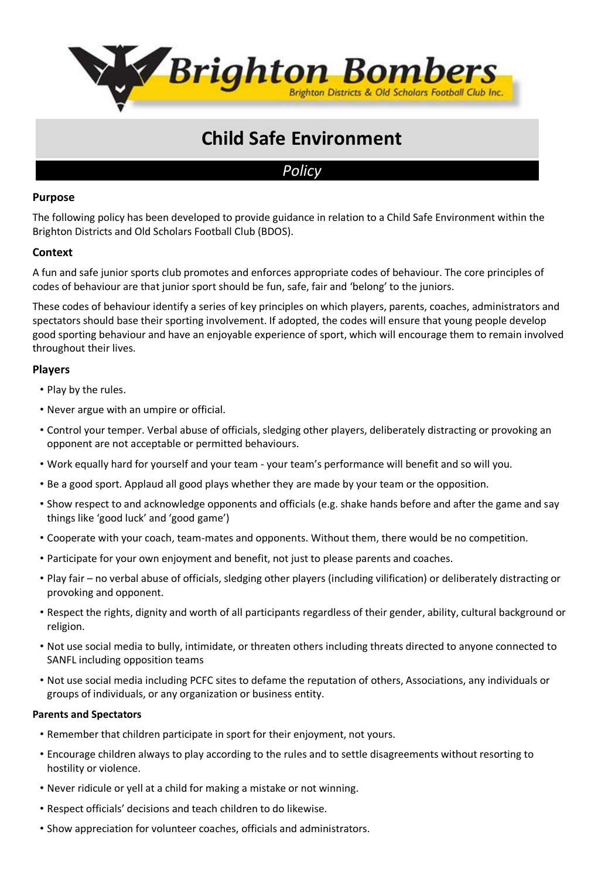# Brighton Bombers

Brighton Districts & Old Scholars Football Club Inc.

# Child Safe Environment

*Policy*

### Purpose

The following policy has been developed to provide guidance in relation to a Child Safe Environment within the Brighton Districts and Old Scholars Football Club (BDOS).

### Context

A fun and safe junior sports club promotes and enforces appropriate codes of behaviour. The core principles of codes of behaviour are that junior sport should be fun, safe, fair and 'belong' to the juniors.

These codes of behaviour identify a series of key principles on which players, parents, coaches, administrators and spectators should base their sporting involvement. If adopted, the codes will ensure that young people develop good sporting behaviour and have an enjoyable experience of sport, which will encourage them to remain involved throughout their lives.

### Players

- Play by the rules.
- Never argue with an umpire or official.
- Control your temper. Verbal abuse of officials, sledging other players, deliberately distracting or provoking an opponent are not acceptable or permitted behaviours.
- Work equally hard for yourself and your team - your team's performance will benefit and so will you.
- Be a good sport. Applaud all good plays whether they are made by your team or the opposition.
- Show respect to and acknowledge opponents and officials (e.g. shake hands before and after the game and say things like 'good luck' and 'good game')
- Cooperate with your coach, team-mates and opponents. Without them, there would be no competition.
- Participate for your own enjoyment and benefit, not just to please parents and coaches.
- Play fair – no verbal abuse of officials, sledging other players (including vilification) or deliberately distracting or provoking and opponent.
- Respect the rights, dignity and worth of all participants regardless of their gender, ability, cultural background or religion.
- Not use social media to bully, intimidate, or threaten others including threats directed to anyone connected to SANFL including opposition teams
- Not use social media including PCFC sites to defame the reputation of others, Associations, any individuals or groups of individuals, or any organization or business entity.

#### Parents and Spectators

- Remember that children participate in sport for their enjoyment, not yours.
- Encourage children always to play according to the rules and to settle disagreements without resorting to hostility or violence.
- Never ridicule or yell at a child for making a mistake or not winning.
- Respect officials' decisions and teach children to do likewise.
- Show appreciation for volunteer coaches, officials and administrators.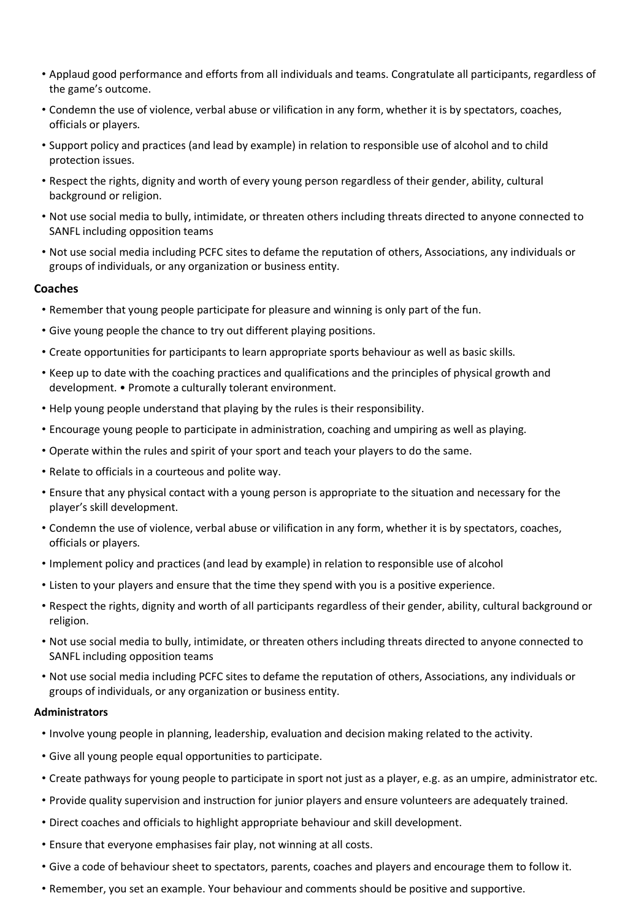- Applaud good performance and efforts from all individuals and teams. Congratulate all participants, regardless of the game's outcome.
- Condemn the use of violence, verbal abuse or vilification in any form, whether it is by spectators, coaches, officials or players.
- Support policy and practices (and lead by example) in relation to responsible use of alcohol and to child protection issues.
- Respect the rights, dignity and worth of every young person regardless of their gender, ability, cultural background or religion.
- Not use social media to bully, intimidate, or threaten others including threats directed to anyone connected to SANFL including opposition teams
- Not use social media including PCFC sites to defame the reputation of others, Associations, any individuals or groups of individuals, or any organization or business entity.

### Coaches

- Remember that young people participate for pleasure and winning is only part of the fun.
- Give young people the chance to try out different playing positions.
- Create opportunities for participants to learn appropriate sports behaviour as well as basic skills.
- Keep up to date with the coaching practices and qualifications and the principles of physical growth and development. • Promote a culturally tolerant environment.
- Help young people understand that playing by the rules is their responsibility.
- Encourage young people to participate in administration, coaching and umpiring as well as playing.
- Operate within the rules and spirit of your sport and teach your players to do the same.
- Relate to officials in a courteous and polite way.
- Ensure that any physical contact with a young person is appropriate to the situation and necessary for the player's skill development.
- Condemn the use of violence, verbal abuse or vilification in any form, whether it is by spectators, coaches, officials or players.
- Implement policy and practices (and lead by example) in relation to responsible use of alcohol
- Listen to your players and ensure that the time they spend with you is a positive experience.
- Respect the rights, dignity and worth of all participants regardless of their gender, ability, cultural background or religion.
- Not use social media to bully, intimidate, or threaten others including threats directed to anyone connected to SANFL including opposition teams
- Not use social media including PCFC sites to defame the reputation of others, Associations, any individuals or groups of individuals, or any organization or business entity.

#### Administrators

- Involve young people in planning, leadership, evaluation and decision making related to the activity.
- Give all young people equal opportunities to participate.
- Create pathways for young people to participate in sport not just as a player, e.g. as an umpire, administrator etc.
- Provide quality supervision and instruction for junior players and ensure volunteers are adequately trained.
- Direct coaches and officials to highlight appropriate behaviour and skill development.
- Ensure that everyone emphasises fair play, not winning at all costs.
- Give a code of behaviour sheet to spectators, parents, coaches and players and encourage them to follow it.
- Remember, you set an example. Your behaviour and comments should be positive and supportive.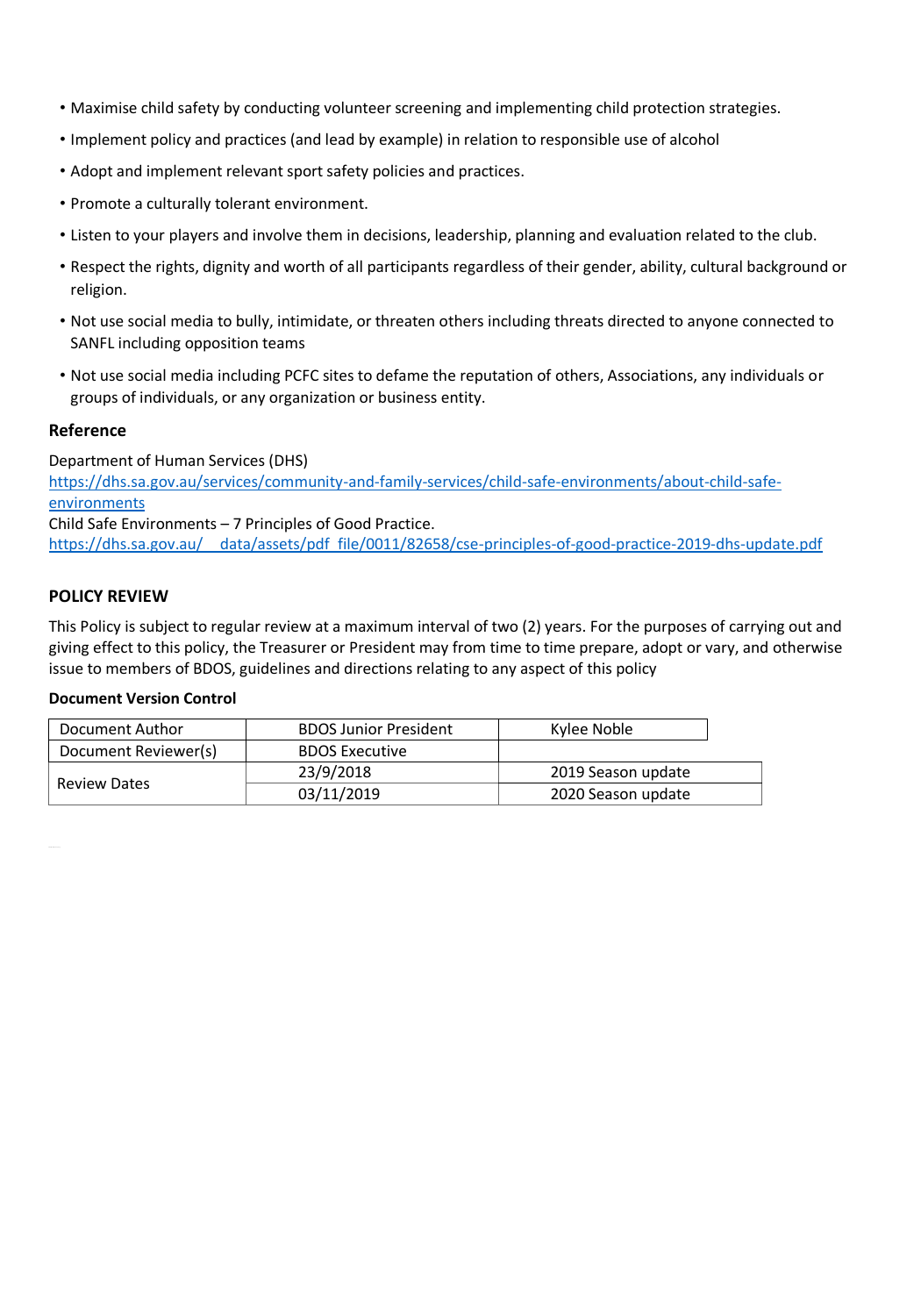- Maximise child safety by conducting volunteer screening and implementing child protection strategies.
- Implement policy and practices (and lead by example) in relation to responsible use of alcohol
- Adopt and implement relevant sport safety policies and practices.
- Promote a culturally tolerant environment.
- Listen to your players and involve them in decisions, leadership, planning and evaluation related to the club.
- Respect the rights, dignity and worth of all participants regardless of their gender, ability, cultural background or religion.
- Not use social media to bully, intimidate, or threaten others including threats directed to anyone connected to SANFL including opposition teams
- Not use social media including PCFC sites to defame the reputation of others, Associations, any individuals or groups of individuals, or any organization or business entity.

### Reference

Department of Human Services (DHS)
https://dhs.sa.gov.au/services/community-and-family-services/child-safe-environments/about-child-safe-environments
Child Safe Environments – 7 Principles of Good Practice.
https://dhs.sa.gov.au/__data/assets/pdf_file/0011/82658/cse-principles-of-good-practice-2019-dhs-update.pdf

## POLICY REVIEW

This Policy is subject to regular review at a maximum interval of two (2) years. For the purposes of carrying out and giving effect to this policy, the Treasurer or President may from time to time prepare, adopt or vary, and otherwise issue to members of BDOS, guidelines and directions relating to any aspect of this policy

**Document Version Control**

| | | |
|---|---|---|
| Document Author | BDOS Junior President | Kylee Noble |
| Document Reviewer(s) | BDOS Executive | |
| Review Dates | 23/9/2018 | 2019 Season update |
| | 03/11/2019 | 2020 Season update |